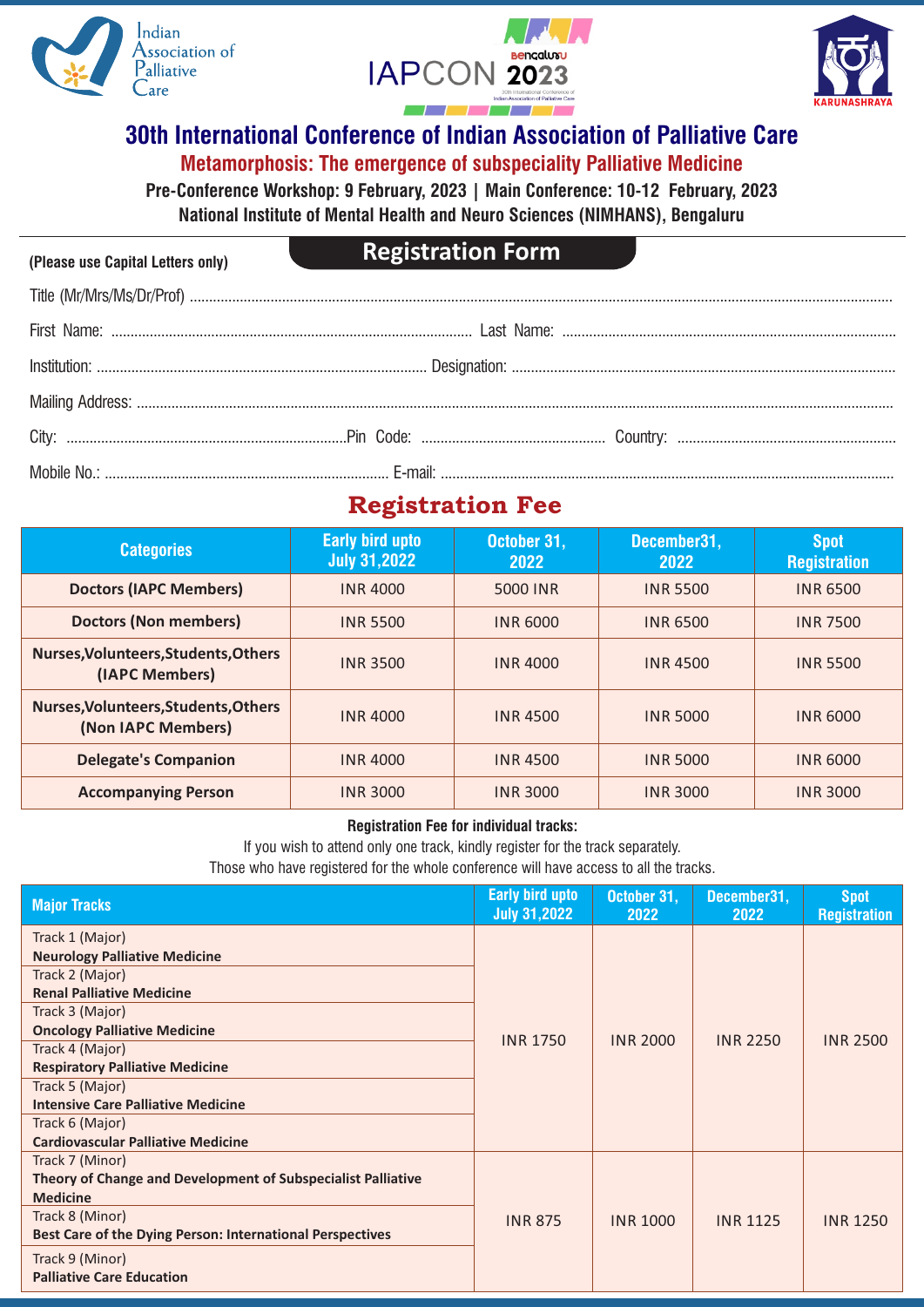Indian Association of Palliative Care

IAPCON Bengaluru 2023 — 30th International Conference of Indian Association of Palliative Care

KARUNASHRAYA

# 30th International Conference of Indian Association of Palliative Care

## Metamorphosis: The emergence of subspeciality Palliative Medicine

**Pre-Conference Workshop: 9 February, 2023 | Main Conference: 10-12 February, 2023**

**National Institute of Mental Health and Neuro Sciences (NIMHANS), Bengaluru**

**(Please use Capital Letters only)**

## Registration Form

Title (Mr/Mrs/Ms/Dr/Prof) ..............................................................

First Name: .............................................. Last Name: ..............................................

Institution: .............................................. Designation: ..............................................

Mailing Address: ..............................................................

City: .............................. Pin Code: .............................. Country: ..............................

Mobile No.: .............................................. E-mail: ..............................................

## Registration Fee

| Categories | Early bird upto July 31,2022 | October 31, 2022 | December31, 2022 | Spot Registration |
|---|---|---|---|---|
| **Doctors (IAPC Members)** | INR 4000 | 5000 INR | INR 5500 | INR 6500 |
| **Doctors (Non members)** | INR 5500 | INR 6000 | INR 6500 | INR 7500 |
| **Nurses,Volunteers,Students,Others (IAPC Members)** | INR 3500 | INR 4000 | INR 4500 | INR 5500 |
| **Nurses,Volunteers,Students,Others (Non IAPC Members)** | INR 4000 | INR 4500 | INR 5000 | INR 6000 |
| **Delegate's Companion** | INR 4000 | INR 4500 | INR 5000 | INR 6000 |
| **Accompanying Person** | INR 3000 | INR 3000 | INR 3000 | INR 3000 |

**Registration Fee for individual tracks:**

If you wish to attend only one track, kindly register for the track separately.

Those who have registered for the whole conference will have access to all the tracks.

| Major Tracks | Early bird upto July 31,2022 | October 31, 2022 | December31, 2022 | Spot Registration |
|---|---|---|---|---|
| Track 1 (Major) **Neurology Palliative Medicine**<br>Track 2 (Major) **Renal Palliative Medicine**<br>Track 3 (Major) **Oncology Palliative Medicine**<br>Track 4 (Major) **Respiratory Palliative Medicine**<br>Track 5 (Major) **Intensive Care Palliative Medicine**<br>Track 6 (Major) **Cardiovascular Palliative Medicine** | INR 1750 | INR 2000 | INR 2250 | INR 2500 |
| Track 7 (Minor) **Theory of Change and Development of Subspecialist Palliative Medicine**<br>Track 8 (Minor) **Best Care of the Dying Person: International Perspectives**<br>Track 9 (Minor) **Palliative Care Education** | INR 875 | INR 1000 | INR 1125 | INR 1250 |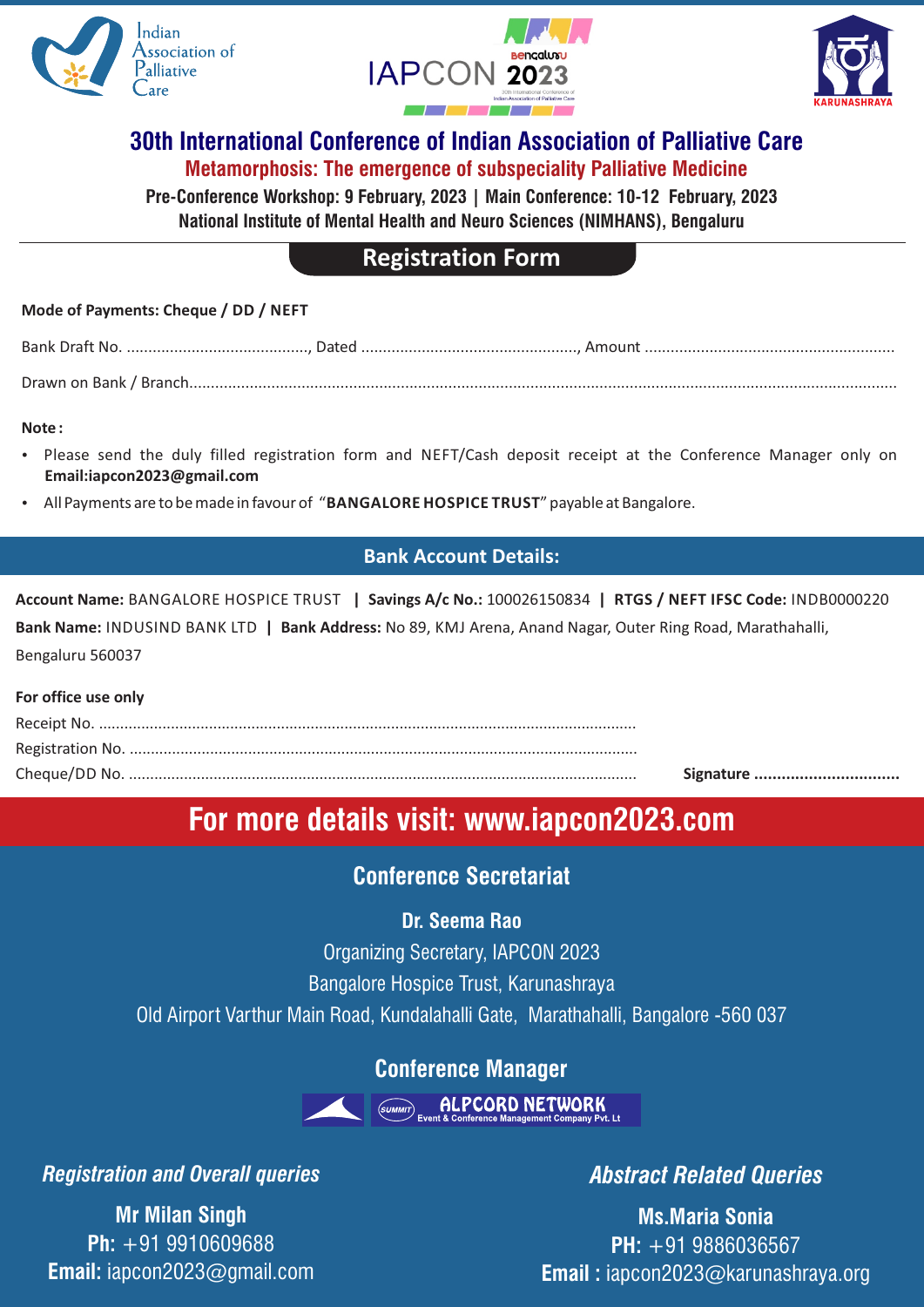# 30th International Conference of Indian Association of Palliative Care

## Metamorphosis: The emergence of subspeciality Palliative Medicine

**Pre-Conference Workshop: 9 February, 2023 | Main Conference: 10-12 February, 2023**

**National Institute of Mental Health and Neuro Sciences (NIMHANS), Bengaluru**

## Registration Form

**Mode of Payments: Cheque / DD / NEFT**

Bank Draft No. .........................................., Dated .................................................., Amount .........................................................

Drawn on Bank / Branch.................................................................................................................................................................

**Note :**

- Please send the duly filled registration form and NEFT/Cash deposit receipt at the Conference Manager only on **Email:iapcon2023@gmail.com**
- All Payments are to be made in favour of "**BANGALORE HOSPICE TRUST**" payable at Bangalore.

## Bank Account Details:

**Account Name:** BANGALORE HOSPICE TRUST | **Savings A/c No.:** 100026150834 | **RTGS / NEFT IFSC Code:** INDB0000220
**Bank Name:** INDUSIND BANK LTD | **Bank Address:** No 89, KMJ Arena, Anand Nagar, Outer Ring Road, Marathahalli, Bengaluru 560037

**For office use only**

Receipt No. ............................................................................................................................

Registration No. ......................................................................................................................

Cheque/DD No. ...................................................................................................................... **Signature ................................**

## For more details visit: www.iapcon2023.com

### Conference Secretariat

**Dr. Seema Rao**
Organizing Secretary, IAPCON 2023
Bangalore Hospice Trust, Karunashraya
Old Airport Varthur Main Road, Kundalahalli Gate, Marathahalli, Bangalore -560 037

### Conference Manager

SUMMIT ALPCORD NETWORK
Event & Conference Management Company Pvt. Lt

*Registration and Overall queries*

**Mr Milan Singh**
**Ph:** +91 9910609688
**Email:** iapcon2023@gmail.com

*Abstract Related Queries*

**Ms.Maria Sonia**
**PH:** +91 9886036567
**Email :** iapcon2023@karunashraya.org